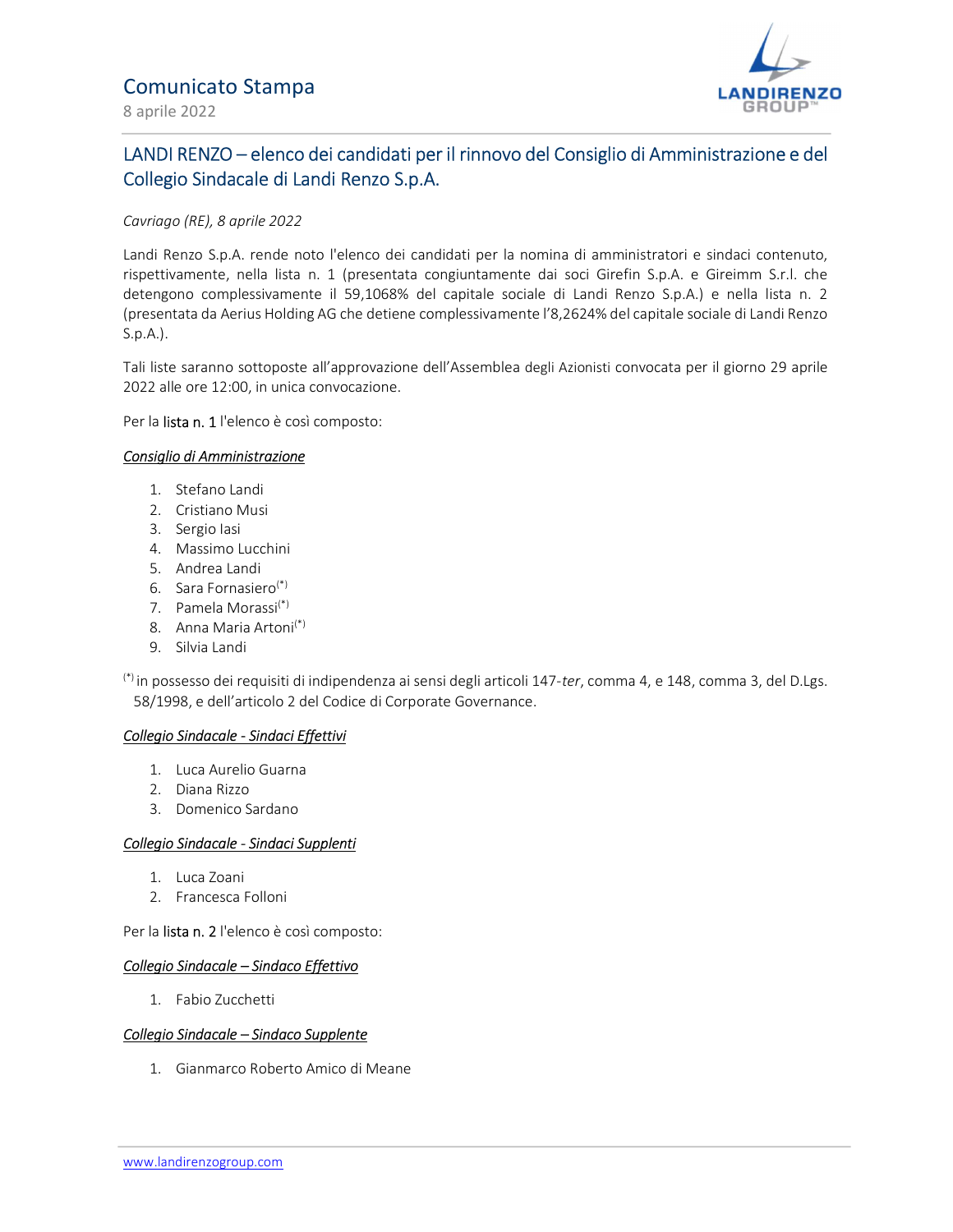# Comunicato Stampa

8 aprile 2022

## LANDI RENZO – elenco dei candidati per il rinnovo del Consiglio di Amministrazione e del Collegio Sindacale di Landi Renzo S.p.A.

*Cavriago (RE), 8 aprile 2022*

Landi Renzo S.p.A. rende noto l'elenco dei candidati per la nomina di amministratori e sindaci contenuto, rispettivamente, nella lista n. 1 (presentata congiuntamente dai soci Girefin S.p.A. e Gireimm S.r.l. che detengono complessivamente il 59,1068% del capitale sociale di Landi Renzo S.p.A.) e nella lista n. 2 (presentata da Aerius Holding AG che detiene complessivamente l'8,2624% del capitale sociale di Landi Renzo S.p.A.).

Tali liste saranno sottoposte all'approvazione dell'Assemblea degli Azionisti convocata per il giorno 29 aprile 2022 alle ore 12:00, in unica convocazione.

Per la lista n. 1 l'elenco è così composto:

*Consiglio di Amministrazione*

1. Stefano Landi
2. Cristiano Musi
3. Sergio Iasi
4. Massimo Lucchini
5. Andrea Landi
6. Sara Fornasiero(*)
7. Pamela Morassi(*)
8. Anna Maria Artoni(*)
9. Silvia Landi

(*) in possesso dei requisiti di indipendenza ai sensi degli articoli 147-*ter*, comma 4, e 148, comma 3, del D.Lgs. 58/1998, e dell'articolo 2 del Codice di Corporate Governance.

*Collegio Sindacale - Sindaci Effettivi*

1. Luca Aurelio Guarna
2. Diana Rizzo
3. Domenico Sardano

*Collegio Sindacale - Sindaci Supplenti*

1. Luca Zoani
2. Francesca Folloni

Per la lista n. 2 l'elenco è così composto:

*Collegio Sindacale – Sindaco Effettivo*

1. Fabio Zucchetti

*Collegio Sindacale – Sindaco Supplente*

1. Gianmarco Roberto Amico di Meane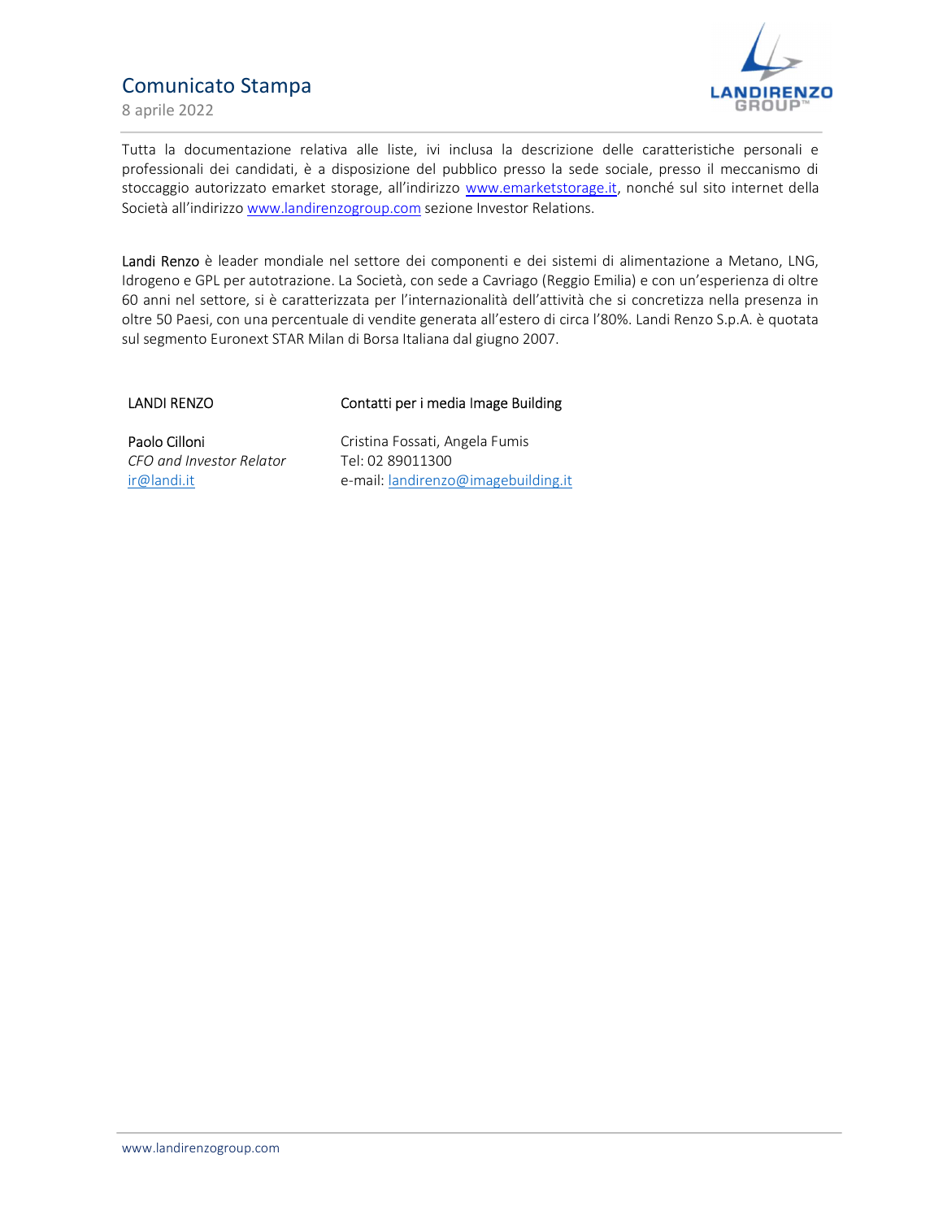Tutta la documentazione relativa alle liste, ivi inclusa la descrizione delle caratteristiche personali e professionali dei candidati, è a disposizione del pubblico presso la sede sociale, presso il meccanismo di stoccaggio autorizzato emarket storage, all'indirizzo www.emarketstorage.it, nonché sul sito internet della Società all'indirizzo www.landirenzogroup.com sezione Investor Relations.

Landi Renzo è leader mondiale nel settore dei componenti e dei sistemi di alimentazione a Metano, LNG, Idrogeno e GPL per autotrazione. La Società, con sede a Cavriago (Reggio Emilia) e con un'esperienza di oltre 60 anni nel settore, si è caratterizzata per l'internazionalità dell'attività che si concretizza nella presenza in oltre 50 Paesi, con una percentuale di vendite generata all'estero di circa l'80%. Landi Renzo S.p.A. è quotata sul segmento Euronext STAR Milan di Borsa Italiana dal giugno 2007.

| LANDI RENZO | Contatti per i media Image Building |
|---|---|
| Paolo Cilloni | Cristina Fossati, Angela Fumis |
| *CFO and Investor Relator* | Tel: 02 89011300 |
| ir@landi.it | e-mail: landirenzo@imagebuilding.it |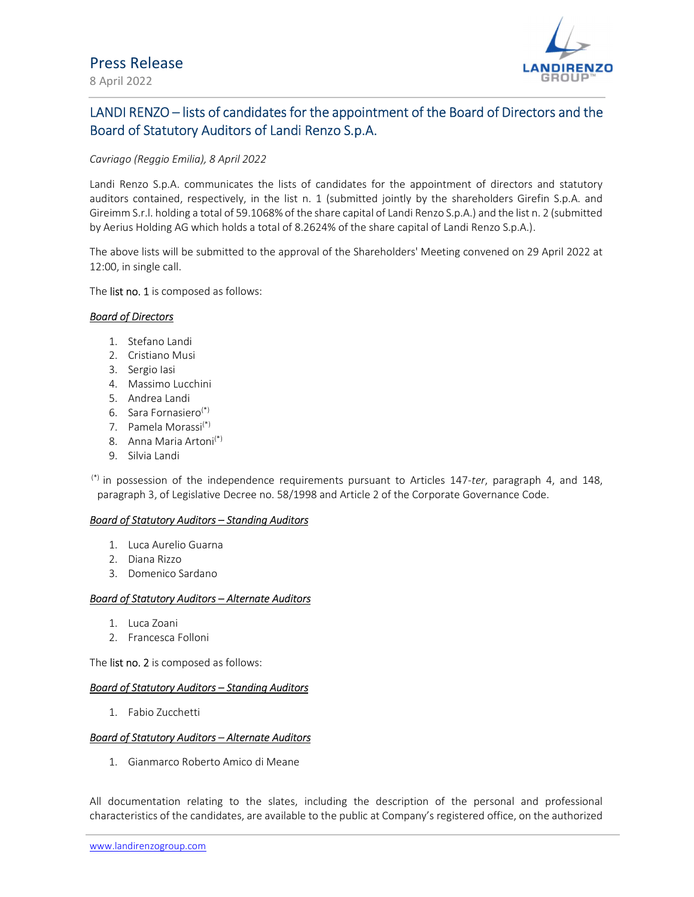Press Release

8 April 2022

## LANDI RENZO – lists of candidates for the appointment of the Board of Directors and the Board of Statutory Auditors of Landi Renzo S.p.A.

*Cavriago (Reggio Emilia), 8 April 2022*

Landi Renzo S.p.A. communicates the lists of candidates for the appointment of directors and statutory auditors contained, respectively, in the list n. 1 (submitted jointly by the shareholders Girefin S.p.A. and Gireimm S.r.l. holding a total of 59.1068% of the share capital of Landi Renzo S.p.A.) and the list n. 2 (submitted by Aerius Holding AG which holds a total of 8.2624% of the share capital of Landi Renzo S.p.A.).

The above lists will be submitted to the approval of the Shareholders' Meeting convened on 29 April 2022 at 12:00, in single call.

The list no. 1 is composed as follows:

***Board of Directors***

1. Stefano Landi
2. Cristiano Musi
3. Sergio Iasi
4. Massimo Lucchini
5. Andrea Landi
6. Sara Fornasiero(*)
7. Pamela Morassi(*)
8. Anna Maria Artoni(*)
9. Silvia Landi

(*) in possession of the independence requirements pursuant to Articles 147-*ter*, paragraph 4, and 148, paragraph 3, of Legislative Decree no. 58/1998 and Article 2 of the Corporate Governance Code.

***Board of Statutory Auditors – Standing Auditors***

1. Luca Aurelio Guarna
2. Diana Rizzo
3. Domenico Sardano

***Board of Statutory Auditors – Alternate Auditors***

1. Luca Zoani
2. Francesca Folloni

The list no. 2 is composed as follows:

***Board of Statutory Auditors – Standing Auditors***

1. Fabio Zucchetti

***Board of Statutory Auditors – Alternate Auditors***

1. Gianmarco Roberto Amico di Meane

All documentation relating to the slates, including the description of the personal and professional characteristics of the candidates, are available to the public at Company's registered office, on the authorized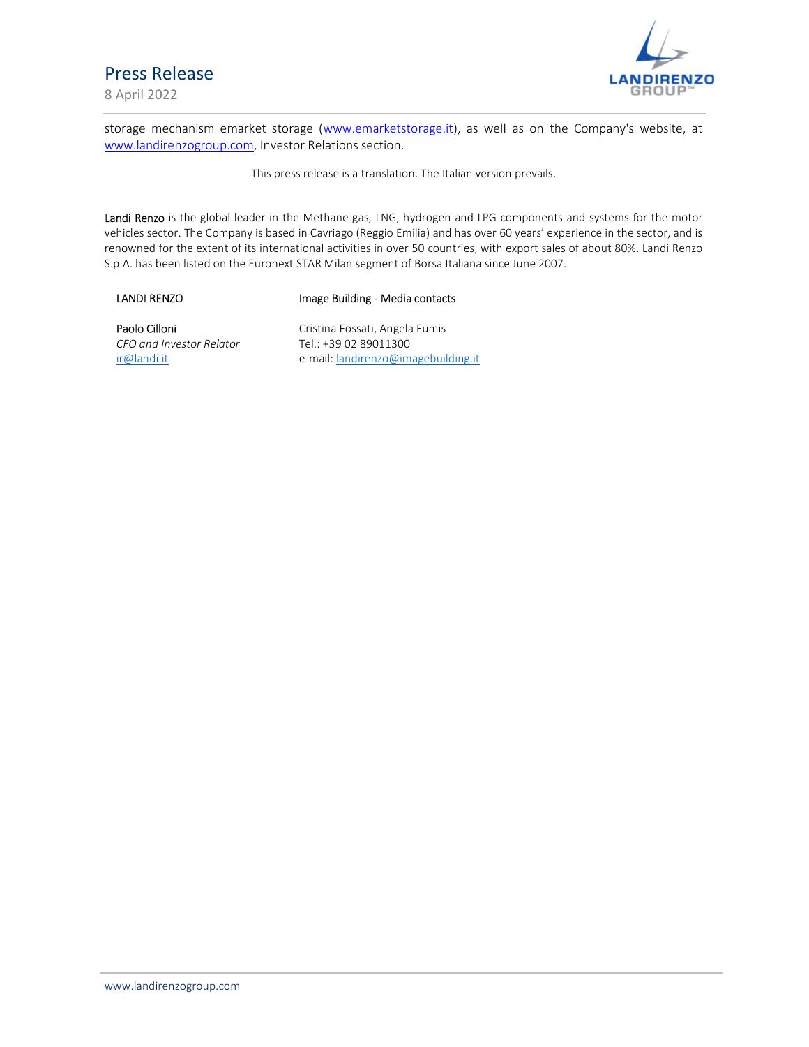storage mechanism emarket storage (www.emarketstorage.it), as well as on the Company's website, at www.landirenzogroup.com, Investor Relations section.

This press release is a translation. The Italian version prevails.

**Landi Renzo** is the global leader in the Methane gas, LNG, hydrogen and LPG components and systems for the motor vehicles sector. The Company is based in Cavriago (Reggio Emilia) and has over 60 years' experience in the sector, and is renowned for the extent of its international activities in over 50 countries, with export sales of about 80%. Landi Renzo S.p.A. has been listed on the Euronext STAR Milan segment of Borsa Italiana since June 2007.

| LANDI RENZO | Image Building - Media contacts |
|---|---|
| Paolo Cilloni<br>*CFO and Investor Relator*<br>ir@landi.it | Cristina Fossati, Angela Fumis<br>Tel.: +39 02 89011300<br>e-mail: landirenzo@imagebuilding.it |